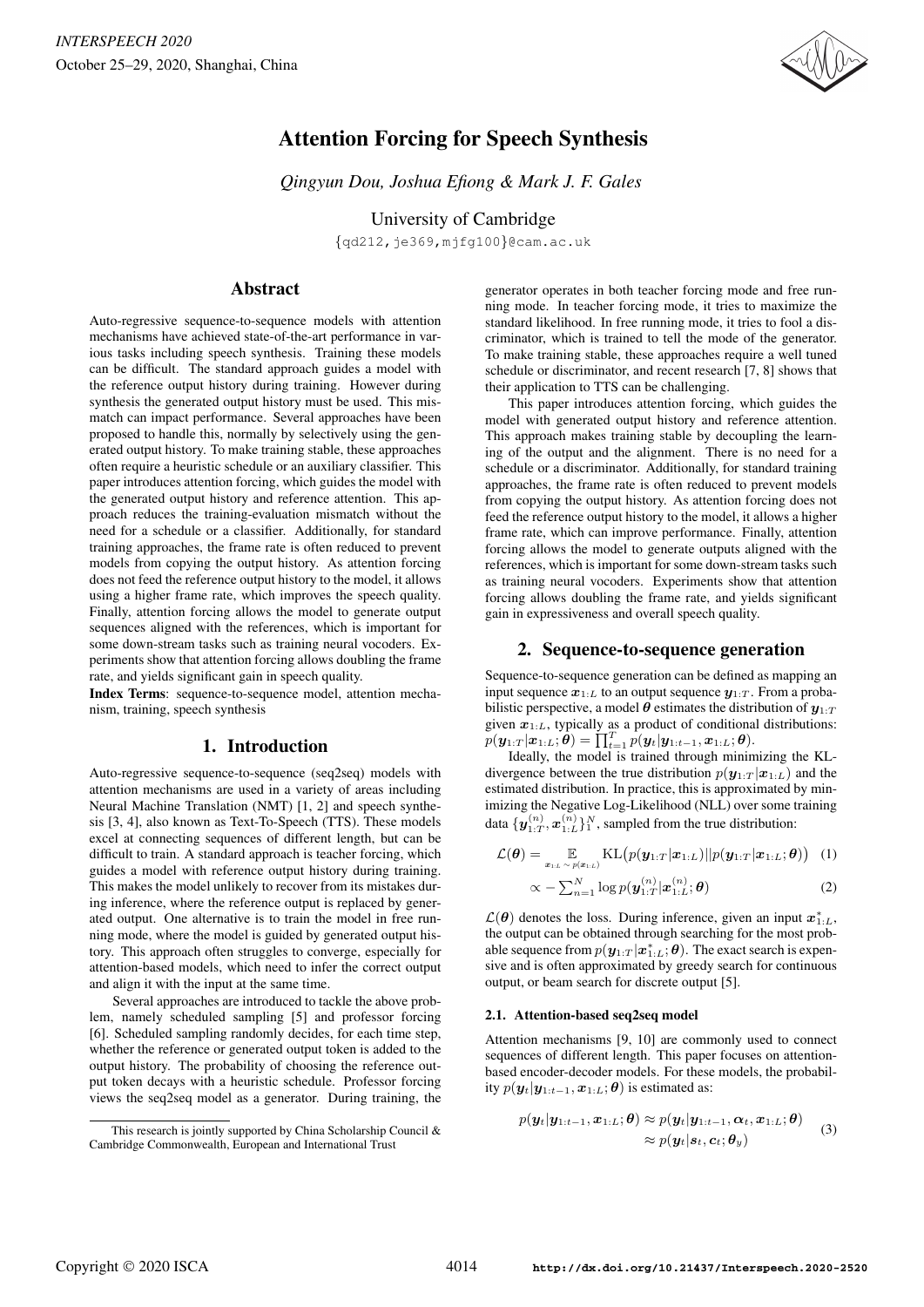# Attention Forcing for Speech Synthesis

*Qingyun Dou, Joshua Efiong & Mark J. F. Gales*

University of Cambridge

{qd212,je369,mjfg100}@cam.ac.uk

## Abstract

Auto-regressive sequence-to-sequence models with attention mechanisms have achieved state-of-the-art performance in various tasks including speech synthesis. Training these models can be difficult. The standard approach guides a model with the reference output history during training. However during synthesis the generated output history must be used. This mismatch can impact performance. Several approaches have been proposed to handle this, normally by selectively using the generated output history. To make training stable, these approaches often require a heuristic schedule or an auxiliary classifier. This paper introduces attention forcing, which guides the model with the generated output history and reference attention. This approach reduces the training-evaluation mismatch without the need for a schedule or a classifier. Additionally, for standard training approaches, the frame rate is often reduced to prevent models from copying the output history. As attention forcing does not feed the reference output history to the model, it allows using a higher frame rate, which improves the speech quality. Finally, attention forcing allows the model to generate output sequences aligned with the references, which is important for some down-stream tasks such as training neural vocoders. Experiments show that attention forcing allows doubling the frame rate, and yields significant gain in speech quality.

**Index Terms**: sequence-to-sequence model, attention mechanism, training, speech synthesis

## 1. Introduction

Auto-regressive sequence-to-sequence (seq2seq) models with attention mechanisms are used in a variety of areas including Neural Machine Translation (NMT) [1, 2] and speech synthesis [3, 4], also known as Text-To-Speech (TTS). These models excel at connecting sequences of different length, but can be difficult to train. A standard approach is teacher forcing, which guides a model with reference output history during training. This makes the model unlikely to recover from its mistakes during inference, where the reference output is replaced by generated output. One alternative is to train the model in free running mode, where the model is guided by generated output history. This approach often struggles to converge, especially for attention-based models, which need to infer the correct output and align it with the input at the same time.

Several approaches are introduced to tackle the above problem, namely scheduled sampling [5] and professor forcing [6]. Scheduled sampling randomly decides, for each time step, whether the reference or generated output token is added to the output history. The probability of choosing the reference output token decays with a heuristic schedule. Professor forcing views the seq2seq model as a generator. During training, the generator operates in both teacher forcing mode and free running mode. In teacher forcing mode, it tries to maximize the standard likelihood. In free running mode, it tries to fool a discriminator, which is trained to tell the mode of the generator. To make training stable, these approaches require a well tuned schedule or discriminator, and recent research [7, 8] shows that their application to TTS can be challenging.

This paper introduces attention forcing, which guides the model with generated output history and reference attention. This approach makes training stable by decoupling the learning of the output and the alignment. There is no need for a schedule or a discriminator. Additionally, for standard training approaches, the frame rate is often reduced to prevent models from copying the output history. As attention forcing does not feed the reference output history to the model, it allows a higher frame rate, which can improve performance. Finally, attention forcing allows the model to generate outputs aligned with the references, which is important for some down-stream tasks such as training neural vocoders. Experiments show that attention forcing allows doubling the frame rate, and yields significant gain in expressiveness and overall speech quality.

## 2. Sequence-to-sequence generation

Sequence-to-sequence generation can be defined as mapping an input sequence $\boldsymbol{x}_{1:L}$ to an output sequence $\boldsymbol{y}_{1:T}$. From a probabilistic perspective, a model $\boldsymbol{\theta}$ estimates the distribution of $\boldsymbol{y}_{1:T}$ given $\boldsymbol{x}_{1:L}$, typically as a product of conditional distributions: $p(\boldsymbol{y}_{1:T}|\boldsymbol{x}_{1:L};\boldsymbol{\theta}) = \prod_{t=1}^{T} p(\boldsymbol{y}_t|\boldsymbol{y}_{1:t-1}, \boldsymbol{x}_{1:L};\boldsymbol{\theta})$.

Ideally, the model is trained through minimizing the KL-divergence between the true distribution $p(\boldsymbol{y}_{1:T}|\boldsymbol{x}_{1:L})$ and the estimated distribution. In practice, this is approximated by minimizing the Negative Log-Likelihood (NLL) over some training data $\{\boldsymbol{y}_{1:T}^{(n)}, \boldsymbol{x}_{1:L}^{(n)}\}_1^N$, sampled from the true distribution:

$$\mathcal{L}(\boldsymbol{\theta}) = \mathop{\mathbb{E}}_{\boldsymbol{x}_{1:L}\sim p(\boldsymbol{x}_{1:L})} \mathrm{KL}\big(p(\boldsymbol{y}_{1:T}|\boldsymbol{x}_{1:L})||p(\boldsymbol{y}_{1:T}|\boldsymbol{x}_{1:L};\boldsymbol{\theta})\big) \quad (1)$$

$$\propto -\sum_{n=1}^{N} \log p(\boldsymbol{y}_{1:T}^{(n)}|\boldsymbol{x}_{1:L}^{(n)};\boldsymbol{\theta}) \quad (2)$$

$\mathcal{L}(\boldsymbol{\theta})$ denotes the loss. During inference, given an input $\boldsymbol{x}^*_{1:L}$, the output can be obtained through searching for the most probable sequence from $p(\boldsymbol{y}_{1:T}|\boldsymbol{x}^*_{1:L};\boldsymbol{\theta})$. The exact search is expensive and is often approximated by greedy search for continuous output, or beam search for discrete output [5].

### 2.1. Attention-based seq2seq model

Attention mechanisms [9, 10] are commonly used to connect sequences of different length. This paper focuses on attention-based encoder-decoder models. For these models, the probability $p(\boldsymbol{y}_t|\boldsymbol{y}_{1:t-1}, \boldsymbol{x}_{1:L};\boldsymbol{\theta})$ is estimated as:

$$\begin{aligned} p(\boldsymbol{y}_t|\boldsymbol{y}_{1:t-1}, \boldsymbol{x}_{1:L};\boldsymbol{\theta}) &\approx p(\boldsymbol{y}_t|\boldsymbol{y}_{1:t-1}, \boldsymbol{\alpha}_t, \boldsymbol{x}_{1:L};\boldsymbol{\theta}) \\ &\approx p(\boldsymbol{y}_t|\boldsymbol{s}_t, \boldsymbol{c}_t;\boldsymbol{\theta}_y) \end{aligned} \quad (3)$$

This research is jointly supported by China Scholarship Council & Cambridge Commonwealth, European and International Trust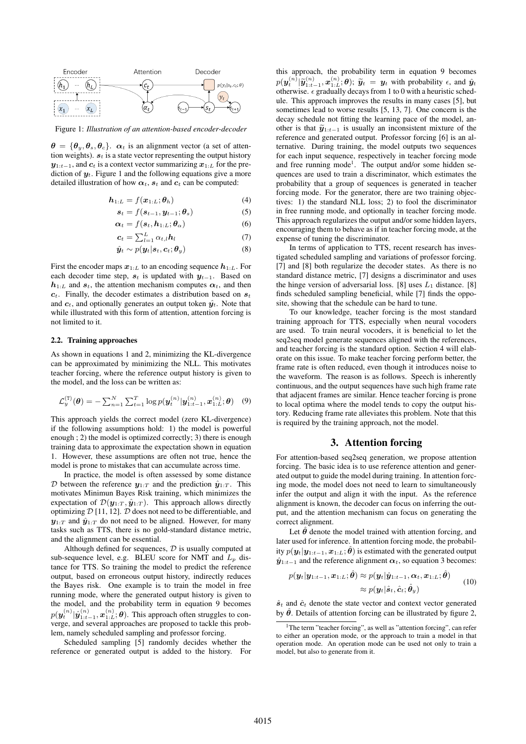Figure 1: *Illustration of an attention-based encoder-decoder*

$\boldsymbol{\theta} = \{\boldsymbol{\theta}_y, \boldsymbol{\theta}_s, \boldsymbol{\theta}_c\}$. $\boldsymbol{\alpha}_t$ is an alignment vector (a set of attention weights). $\boldsymbol{s}_t$ is a state vector representing the output history $\boldsymbol{y}_{1:t-1}$, and $\boldsymbol{c}_t$ is a context vector summarizing $\boldsymbol{x}_{1:L}$ for the prediction of $\boldsymbol{y}_t$. Figure 1 and the following equations give a more detailed illustration of how $\boldsymbol{\alpha}_t$, $\boldsymbol{s}_t$ and $\boldsymbol{c}_t$ can be computed:

$$\boldsymbol{h}_{1:L} = f(\boldsymbol{x}_{1:L}; \boldsymbol{\theta}_h) \tag{4}$$

$$\boldsymbol{s}_t = f(\boldsymbol{s}_{t-1}, \boldsymbol{y}_{t-1}; \boldsymbol{\theta}_s) \tag{5}$$

$$\boldsymbol{\alpha}_t = f(\boldsymbol{s}_t, \boldsymbol{h}_{1:L}; \boldsymbol{\theta}_\alpha) \tag{6}$$

$$\boldsymbol{c}_t = \textstyle\sum_{l=1}^{L} \alpha_{t,l} \boldsymbol{h}_l \tag{7}$$

$$\hat{\boldsymbol{y}}_t \sim p(\boldsymbol{y}_t | \boldsymbol{s}_t, \boldsymbol{c}_t; \boldsymbol{\theta}_y) \tag{8}$$

First the encoder maps $\boldsymbol{x}_{1:L}$ to an encoding sequence $\boldsymbol{h}_{1:L}$. For each decoder time step, $\boldsymbol{s}_t$ is updated with $\boldsymbol{y}_{t-1}$. Based on $\boldsymbol{h}_{1:L}$ and $\boldsymbol{s}_t$, the attention mechanism computes $\boldsymbol{\alpha}_t$, and then $\boldsymbol{c}_t$. Finally, the decoder estimates a distribution based on $\boldsymbol{s}_t$ and $\boldsymbol{c}_t$, and optionally generates an output token $\hat{\boldsymbol{y}}_t$. Note that while illustrated with this form of attention, attention forcing is not limited to it.

### 2.2. Training approaches

As shown in equations 1 and 2, minimizing the KL-divergence can be approximated by minimizing the NLL. This motivates teacher forcing, where the reference output history is given to the model, and the loss can be written as:

$$\mathcal{L}_y^{(\mathrm{T})}(\boldsymbol{\theta}) = -\textstyle\sum_{n=1}^{N} \sum_{t=1}^{T} \log p(\boldsymbol{y}_t^{(n)} | \boldsymbol{y}_{1:t-1}^{(n)}, \boldsymbol{x}_{1:L}^{(n)}; \boldsymbol{\theta}) \tag{9}$$

This approach yields the correct model (zero KL-divergence) if the following assumptions hold: 1) the model is powerful enough ; 2) the model is optimized correctly; 3) there is enough training data to approximate the expectation shown in equation 1. However, these assumptions are often not true, hence the model is prone to mistakes that can accumulate across time.

In practice, the model is often assessed by some distance $\mathcal{D}$ between the reference $\boldsymbol{y}_{1:T}$ and the prediction $\hat{\boldsymbol{y}}_{1:T}$. This motivates Minimun Bayes Risk training, which minimizes the expectation of $\mathcal{D}(\boldsymbol{y}_{1:T}, \hat{\boldsymbol{y}}_{1:T})$. This approach allows directly optimizing $\mathcal{D}$ [11, 12]. $\mathcal{D}$ does not need to be differentiable, and $\boldsymbol{y}_{1:T}$ and $\hat{\boldsymbol{y}}_{1:T}$ do not need to be aligned. However, for many tasks such as TTS, there is no gold-standard distance metric, and the alignment can be essential.

Although defined for sequences, $\mathcal{D}$ is usually computed at sub-sequence level, e.g. BLEU score for NMT and $L_p$ distance for TTS. So training the model to predict the reference output, based on erroneous output history, indirectly reduces the Bayes risk. One example is to train the model in free running mode, where the generated output history is given to the model, and the probability term in equation 9 becomes $p(\boldsymbol{y}_t^{(n)} | \hat{\boldsymbol{y}}_{1:t-1}^{(n)}, \boldsymbol{x}_{1:L}^{(n)}; \boldsymbol{\theta})$. This approach often struggles to converge, and several approaches are proposed to tackle this problem, namely scheduled sampling and professor forcing.

Scheduled sampling [5] randomly decides whether the reference or generated output is added to the history. For this approach, the probability term in equation 9 becomes $p(\boldsymbol{y}_t^{(n)} | \widetilde{\boldsymbol{y}}_{1:t-1}^{(n)}, \boldsymbol{x}_{1:L}^{(n)}; \boldsymbol{\theta})$; $\widetilde{\boldsymbol{y}}_t = \boldsymbol{y}_t$ with probability $\epsilon$, and $\hat{\boldsymbol{y}}_t$ otherwise. $\epsilon$ gradually decays from 1 to 0 with a heuristic schedule. This approach improves the results in many cases [5], but sometimes lead to worse results [5, 13, 7]. One concern is the decay schedule not fitting the learning pace of the model, another is that $\widetilde{\boldsymbol{y}}_{1:t-1}$ is usually an inconsistent mixture of the reference and generated output. Professor forcing [6] is an alternative. During training, the model outputs two sequences for each input sequence, respectively in teacher forcing mode and free running mode[1]. The output and/or some hidden sequences are used to train a discriminator, which estimates the probability that a group of sequences is generated in teacher forcing mode. For the generator, there are two training objectives: 1) the standard NLL loss; 2) to fool the discriminator in free running mode, and optionally in teacher forcing mode. This approach regularizes the output and/or some hidden layers, encouraging them to behave as if in teacher forcing mode, at the expense of tuning the discriminator.

In terms of application to TTS, recent research has investigated scheduled sampling and variations of professor forcing. [7] and [8] both regularize the decoder states. As there is no standard distance metric, [7] designs a discriminator and uses the hinge version of adversarial loss. [8] uses $L_1$ distance. [8] finds scheduled sampling beneficial, while [7] finds the opposite, showing that the schedule can be hard to tune.

To our knowledge, teacher forcing is the most standard training approach for TTS, especially when neural vocoders are used. To train neural vocoders, it is beneficial to let the seq2seq model generate sequences aligned with the references, and teacher forcing is the standard option. Section 4 will elaborate on this issue. To make teacher forcing perform better, the frame rate is often reduced, even though it introduces noise to the waveform. The reason is as follows. Speech is inherently continuous, and the output sequences have such high frame rate that adjacent frames are similar. Hence teacher forcing is prone to local optima where the model tends to copy the output history. Reducing frame rate alleviates this problem. Note that this is required by the training approach, not the model.

## 3. Attention forcing

For attention-based seq2seq generation, we propose attention forcing. The basic idea is to use reference attention and generated output to guide the model during training. In attention forcing mode, the model does not need to learn to simultaneously infer the output and align it with the input. As the reference alignment is known, the decoder can focus on inferring the output, and the attention mechanism can focus on generating the correct alignment.

Let $\hat{\boldsymbol{\theta}}$ denote the model trained with attention forcing, and later used for inference. In attention forcing mode, the probability $p(\boldsymbol{y}_t | \boldsymbol{y}_{1:t-1}, \boldsymbol{x}_{1:L}; \hat{\boldsymbol{\theta}})$ is estimated with the generated output $\hat{\boldsymbol{y}}_{1:t-1}$ and the reference alignment $\boldsymbol{\alpha}_t$, so equation 3 becomes:

$$\begin{aligned} p(\boldsymbol{y}_t | \boldsymbol{y}_{1:t-1}, \boldsymbol{x}_{1:L}; \hat{\boldsymbol{\theta}}) &\approx p(\boldsymbol{y}_t | \hat{\boldsymbol{y}}_{1:t-1}, \boldsymbol{\alpha}_t, \boldsymbol{x}_{1:L}; \hat{\boldsymbol{\theta}}) \\ &\approx p(\boldsymbol{y}_t | \hat{\boldsymbol{s}}_t, \hat{\boldsymbol{c}}_t; \hat{\boldsymbol{\theta}}_y) \end{aligned} \tag{10}$$

$\hat{\boldsymbol{s}}_t$ and $\hat{\boldsymbol{c}}_t$ denote the state vector and context vector generated by $\hat{\boldsymbol{\theta}}$. Details of attention forcing can be illustrated by figure 2,

[1] The term "teacher forcing", as well as "attention forcing", can refer to either an operation mode, or the approach to train a model in that operation mode. An operation mode can be used not only to train a model, but also to generate from it.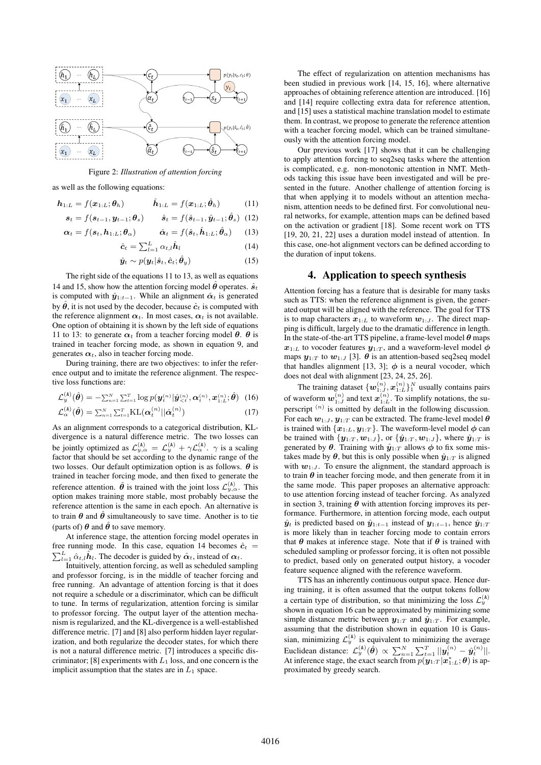Figure 2: *Illustration of attention forcing*

as well as the following equations:

$$\boldsymbol{h}_{1:L} = f(\boldsymbol{x}_{1:L}; \boldsymbol{\theta}_h) \qquad \hat{\boldsymbol{h}}_{1:L} = f(\boldsymbol{x}_{1:L}; \hat{\boldsymbol{\theta}}_h) \tag{11}$$

$$\boldsymbol{s}_t = f(\boldsymbol{s}_{t-1}, \boldsymbol{y}_{t-1}; \boldsymbol{\theta}_s) \qquad \hat{\boldsymbol{s}}_t = f(\hat{\boldsymbol{s}}_{t-1}, \hat{\boldsymbol{y}}_{t-1}; \hat{\boldsymbol{\theta}}_s) \tag{12}$$

$$\boldsymbol{\alpha}_t = f(\boldsymbol{s}_t, \boldsymbol{h}_{1:L}; \boldsymbol{\theta}_\alpha) \qquad \hat{\boldsymbol{\alpha}}_t = f(\hat{\boldsymbol{s}}_t, \hat{\boldsymbol{h}}_{1:L}; \hat{\boldsymbol{\theta}}_\alpha) \tag{13}$$

$$\hat{\boldsymbol{c}}_t = \sum_{l=1}^{L} \alpha_{t,l} \hat{\boldsymbol{h}}_l \tag{14}$$

$$\hat{\boldsymbol{y}}_t \sim p(\boldsymbol{y}_t | \hat{\boldsymbol{s}}_t, \hat{\boldsymbol{c}}_t; \hat{\boldsymbol{\theta}}_y) \tag{15}$$

The right side of the equations 11 to 13, as well as equations 14 and 15, show how the attention forcing model $\hat{\boldsymbol{\theta}}$ operates. $\hat{\boldsymbol{s}}_t$ is computed with $\hat{\boldsymbol{y}}_{1:t-1}$. While an alignment $\hat{\boldsymbol{\alpha}}_t$ is generated by $\hat{\boldsymbol{\theta}}$, it is not used by the decoder, because $\hat{\boldsymbol{c}}_t$ is computed with the reference alignment $\boldsymbol{\alpha}_t$. In most cases, $\boldsymbol{\alpha}_t$ is not available. One option of obtaining it is shown by the left side of equations 11 to 13: to generate $\boldsymbol{\alpha}_t$ from a teacher forcing model $\boldsymbol{\theta}$. $\boldsymbol{\theta}$ is trained in teacher forcing mode, as shown in equation 9, and generates $\boldsymbol{\alpha}_t$, also in teacher forcing mode.

During training, there are two objectives: to infer the reference output and to imitate the reference alignment. The respective loss functions are:

$$\mathcal{L}_y^{(\mathtt{A})}(\hat{\boldsymbol{\theta}}) = -\sum_{n=1}^{N} \sum_{t=1}^{T} \log p(\boldsymbol{y}_t^{(n)} | \hat{\boldsymbol{y}}_{<t}^{(n)}, \boldsymbol{\alpha}_t^{(n)}, \boldsymbol{x}_{1:L}^{(n)}; \hat{\boldsymbol{\theta}}) \tag{16}$$

$$\mathcal{L}_\alpha^{(\mathtt{A})}(\hat{\boldsymbol{\theta}}) = \sum_{n=1}^{N} \sum_{t=1}^{T} \text{KL}(\boldsymbol{\alpha}_t^{(n)} || \hat{\boldsymbol{\alpha}}_t^{(n)}) \tag{17}$$

As an alignment corresponds to a categorical distribution, KL-divergence is a natural difference metric. The two losses can be jointly optimized as $\mathcal{L}_{y,\alpha}^{(\mathtt{A})} = \mathcal{L}_y^{(\mathtt{A})} + \gamma \mathcal{L}_\alpha^{(\mathtt{A})}$. $\gamma$ is a scaling factor that should be set according to the dynamic range of the two losses. Our default optimization option is as follows. $\boldsymbol{\theta}$ is trained in teacher forcing mode, and then fixed to generate the reference attention. $\hat{\boldsymbol{\theta}}$ is trained with the joint loss $\mathcal{L}_{y,\alpha}^{(\mathtt{A})}$. This option makes training more stable, most probably because the reference attention is the same in each epoch. An alternative is to train $\boldsymbol{\theta}$ and $\hat{\boldsymbol{\theta}}$ simultaneously to save time. Another is to tie (parts of) $\boldsymbol{\theta}$ and $\hat{\boldsymbol{\theta}}$ to save memory.

At inference stage, the attention forcing model operates in free running mode. In this case, equation 14 becomes $\hat{\boldsymbol{c}}_t = \sum_{l=1}^{L} \hat{\alpha}_{t,l} \hat{\boldsymbol{h}}_l$. The decoder is guided by $\hat{\boldsymbol{\alpha}}_t$, instead of $\boldsymbol{\alpha}_t$.

Intuitively, attention forcing, as well as scheduled sampling and professor forcing, is in the middle of teacher forcing and free running. An advantage of attention forcing is that it does not require a schedule or a discriminator, which can be difficult to tune. In terms of regularization, attention forcing is similar to professor forcing. The output layer of the attention mechanism is regularized, and the KL-divergence is a well-established difference metric. [7] and [8] also perform hidden layer regularization, and both regularize the decoder states, for which there is not a natural difference metric. [7] introduces a specific discriminator; [8] experiments with $L_1$ loss, and one concern is the implicit assumption that the states are in $L_1$ space.

The effect of regularization on attention mechanisms has been studied in previous work [14, 15, 16], where alternative approaches of obtaining reference attention are introduced. [16] and [14] require collecting extra data for reference attention, and [15] uses a statistical machine translation model to estimate them. In contrast, we propose to generate the reference attention with a teacher forcing model, which can be trained simultaneously with the attention forcing model.

Our previous work [17] shows that it can be challenging to apply attention forcing to seq2seq tasks where the attention is complicated, e.g. non-monotonic attention in NMT. Methods tacking this issue have been investigated and will be presented in the future. Another challenge of attention forcing is that when applying it to models without an attention mechanism, attention needs to be defined first. For convolutional neural networks, for example, attention maps can be defined based on the activation or gradient [18]. Some recent work on TTS [19, 20, 21, 22] uses a duration model instead of attention. In this case, one-hot alignment vectors can be defined according to the duration of input tokens.

## 4. Application to speech synthesis

Attention forcing has a feature that is desirable for many tasks such as TTS: when the reference alignment is given, the generated output will be aligned with the reference. The goal for TTS is to map characters $\boldsymbol{x}_{1:L}$ to waveform $\boldsymbol{w}_{1:J}$. The direct mapping is difficult, largely due to the dramatic difference in length. In the state-of-the-art TTS pipeline, a frame-level model $\boldsymbol{\theta}$ maps $\boldsymbol{x}_{1:L}$ to vocoder features $\boldsymbol{y}_{1:T}$, and a waveform-level model $\boldsymbol{\phi}$ maps $\boldsymbol{y}_{1:T}$ to $\boldsymbol{w}_{1:J}$ [3]. $\boldsymbol{\theta}$ is an attention-based seq2seq model that handles alignment [13, 3]; $\boldsymbol{\phi}$ is a neural vocoder, which does not deal with alignment [23, 24, 25, 26].

The training dataset $\{\boldsymbol{w}_{1:J}^{(n)}, \boldsymbol{x}_{1:L}^{(n)}\}_1^N$ usually contains pairs of waveform $\boldsymbol{w}_{1:J}^{(n)}$ and text $\boldsymbol{x}_{1:L}^{(n)}$. To simplify notations, the superscript $^{(n)}$ is omitted by default in the following discussion. For each $\boldsymbol{w}_{1:J}$, $\boldsymbol{y}_{1:T}$ can be extracted. The frame-level model $\boldsymbol{\theta}$ is trained with $\{\boldsymbol{x}_{1:L}, \boldsymbol{y}_{1:T}\}$. The waveform-level model $\boldsymbol{\phi}$ can be trained with $\{\boldsymbol{y}_{1:T}, \boldsymbol{w}_{1:J}\}$, or $\{\hat{\boldsymbol{y}}_{1:T}, \boldsymbol{w}_{1:J}\}$, where $\hat{\boldsymbol{y}}_{1:T}$ is generated by $\boldsymbol{\theta}$. Training with $\hat{\boldsymbol{y}}_{1:T}$ allows $\boldsymbol{\phi}$ to fix some mistakes made by $\boldsymbol{\theta}$, but this is only possible when $\hat{\boldsymbol{y}}_{1:T}$ is aligned with $\boldsymbol{w}_{1:J}$. To ensure the alignment, the standard approach is to train $\boldsymbol{\theta}$ in teacher forcing mode, and then generate from it in the same mode. This paper proposes an alternative approach: to use attention forcing instead of teacher forcing. As analyzed in section 3, training $\boldsymbol{\theta}$ with attention forcing improves its performance. Furthermore, in attention forcing mode, each output $\hat{\boldsymbol{y}}_t$ is predicted based on $\hat{\boldsymbol{y}}_{1:t-1}$ instead of $\boldsymbol{y}_{1:t-1}$, hence $\hat{\boldsymbol{y}}_{1:T}$ is more likely than in teacher forcing mode to contain errors that $\boldsymbol{\theta}$ makes at inference stage. Note that if $\boldsymbol{\theta}$ is trained with scheduled sampling or professor forcing, it is often not possible to predict, based only on generated output history, a vocoder feature sequence aligned with the reference waveform.

TTS has an inherently continuous output space. Hence during training, it is often assumed that the output tokens follow a certain type of distribution, so that minimizing the loss $\mathcal{L}_y^{(\mathtt{A})}$ shown in equation 16 can be approximated by minimizing some simple distance metric between $\boldsymbol{y}_{1:T}$ and $\hat{\boldsymbol{y}}_{1:T}$. For example, assuming that the distribution shown in equation 10 is Gaussian, minimizing $\mathcal{L}_y^{(\mathtt{A})}$ is equivalent to minimizing the average Euclidean distance: $\mathcal{L}_y^{(\mathtt{A})}(\hat{\boldsymbol{\theta}}) \propto \sum_{n=1}^{N} \sum_{t=1}^{T} ||\boldsymbol{y}_t^{(n)} - \hat{\boldsymbol{y}}_t^{(n)}||$. At inference stage, the exact search from $p(\boldsymbol{y}_{1:T} | \boldsymbol{x}_{1:L}^*; \boldsymbol{\theta})$ is approximated by greedy search.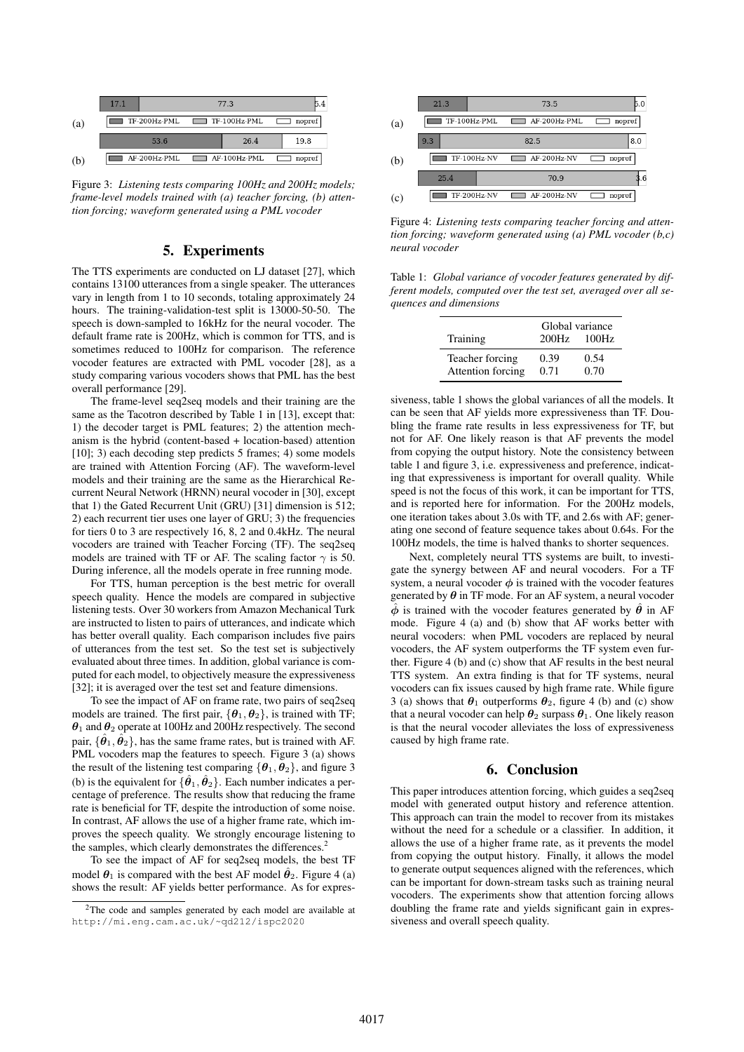Figure 3: *Listening tests comparing 100Hz and 200Hz models; frame-level models trained with (a) teacher forcing, (b) attention forcing; waveform generated using a PML vocoder*

## 5. Experiments

The TTS experiments are conducted on LJ dataset [27], which contains 13100 utterances from a single speaker. The utterances vary in length from 1 to 10 seconds, totaling approximately 24 hours. The training-validation-test split is 13000-50-50. The speech is down-sampled to 16kHz for the neural vocoder. The default frame rate is 200Hz, which is common for TTS, and is sometimes reduced to 100Hz for comparison. The reference vocoder features are extracted with PML vocoder [28], as a study comparing various vocoders shows that PML has the best overall performance [29].

The frame-level seq2seq models and their training are the same as the Tacotron described by Table 1 in [13], except that: 1) the decoder target is PML features; 2) the attention mechanism is the hybrid (content-based + location-based) attention [10]; 3) each decoding step predicts 5 frames; 4) some models are trained with Attention Forcing (AF). The waveform-level models and their training are the same as the Hierarchical Recurrent Neural Network (HRNN) neural vocoder in [30], except that 1) the Gated Recurrent Unit (GRU) [31] dimension is 512; 2) each recurrent tier uses one layer of GRU; 3) the frequencies for tiers 0 to 3 are respectively 16, 8, 2 and 0.4kHz. The neural vocoders are trained with Teacher Forcing (TF). The seq2seq models are trained with TF or AF. The scaling factor $\gamma$ is 50. During inference, all the models operate in free running mode.

For TTS, human perception is the best metric for overall speech quality. Hence the models are compared in subjective listening tests. Over 30 workers from Amazon Mechanical Turk are instructed to listen to pairs of utterances, and indicate which has better overall quality. Each comparison includes five pairs of utterances from the test set. So the test set is subjectively evaluated about three times. In addition, global variance is computed for each model, to objectively measure the expressiveness [32]; it is averaged over the test set and feature dimensions.

To see the impact of AF on frame rate, two pairs of seq2seq models are trained. The first pair, $\{\boldsymbol{\theta}_1, \boldsymbol{\theta}_2\}$, is trained with TF; $\boldsymbol{\theta}_1$ and $\boldsymbol{\theta}_2$ operate at 100Hz and 200Hz respectively. The second pair, $\{\hat{\boldsymbol{\theta}}_1, \hat{\boldsymbol{\theta}}_2\}$, has the same frame rates, but is trained with AF. PML vocoders map the features to speech. Figure 3 (a) shows the result of the listening test comparing $\{\boldsymbol{\theta}_1, \boldsymbol{\theta}_2\}$, and figure 3 (b) is the equivalent for $\{\hat{\boldsymbol{\theta}}_1, \hat{\boldsymbol{\theta}}_2\}$. Each number indicates a percentage of preference. The results show that reducing the frame rate is beneficial for TF, despite the introduction of some noise. In contrast, AF allows the use of a higher frame rate, which improves the speech quality. We strongly encourage listening to the samples, which clearly demonstrates the differences.[2]

To see the impact of AF for seq2seq models, the best TF model $\boldsymbol{\theta}_1$ is compared with the best AF model $\hat{\boldsymbol{\theta}}_2$. Figure 4 (a) shows the result: AF yields better performance. As for expressiveness, table 1 shows the global variances of all the models. It can be seen that AF yields more expressiveness than TF. Doubling the frame rate results in less expressiveness for TF, but not for AF. One likely reason is that AF prevents the model from copying the output history. Note the consistency between table 1 and figure 3, i.e. expressiveness and preference, indicating that expressiveness is important for overall quality. While speed is not the focus of this work, it can be important for TTS, and is reported here for information. For the 200Hz models, one iteration takes about 3.0s with TF, and 2.6s with AF; generating one second of feature sequence takes about 0.64s. For the 100Hz models, the time is halved thanks to shorter sequences.

[2] The code and samples generated by each model are available at http://mi.eng.cam.ac.uk/~qd212/ispc2020

Figure 4: *Listening tests comparing teacher forcing and attention forcing; waveform generated using (a) PML vocoder (b,c) neural vocoder*

Table 1: *Global variance of vocoder features generated by different models, computed over the test set, averaged over all sequences and dimensions*

| Training | Global variance | |
|---|---|---|
| | 200Hz | 100Hz |
| Teacher forcing | 0.39 | 0.54 |
| Attention forcing | 0.71 | 0.70 |

Next, completely neural TTS systems are built, to investigate the synergy between AF and neural vocoders. For a TF system, a neural vocoder $\boldsymbol{\phi}$ is trained with the vocoder features generated by $\boldsymbol{\theta}$ in TF mode. For an AF system, a neural vocoder $\hat{\boldsymbol{\phi}}$ is trained with the vocoder features generated by $\hat{\boldsymbol{\theta}}$ in AF mode. Figure 4 (a) and (b) show that AF works better with neural vocoders: when PML vocoders are replaced by neural vocoders, the AF system outperforms the TF system even further. Figure 4 (b) and (c) show that AF results in the best neural TTS system. An extra finding is that for TF systems, neural vocoders can fix issues caused by high frame rate. While figure 3 (a) shows that $\boldsymbol{\theta}_1$ outperforms $\boldsymbol{\theta}_2$, figure 4 (b) and (c) show that a neural vocoder can help $\boldsymbol{\theta}_2$ surpass $\boldsymbol{\theta}_1$. One likely reason is that the neural vocoder alleviates the loss of expressiveness caused by high frame rate.

## 6. Conclusion

This paper introduces attention forcing, which guides a seq2seq model with generated output history and reference attention. This approach can train the model to recover from its mistakes without the need for a schedule or a classifier. In addition, it allows the use of a higher frame rate, as it prevents the model from copying the output history. Finally, it allows the model to generate output sequences aligned with the references, which can be important for down-stream tasks such as training neural vocoders. The experiments show that attention forcing allows doubling the frame rate and yields significant gain in expressiveness and overall speech quality.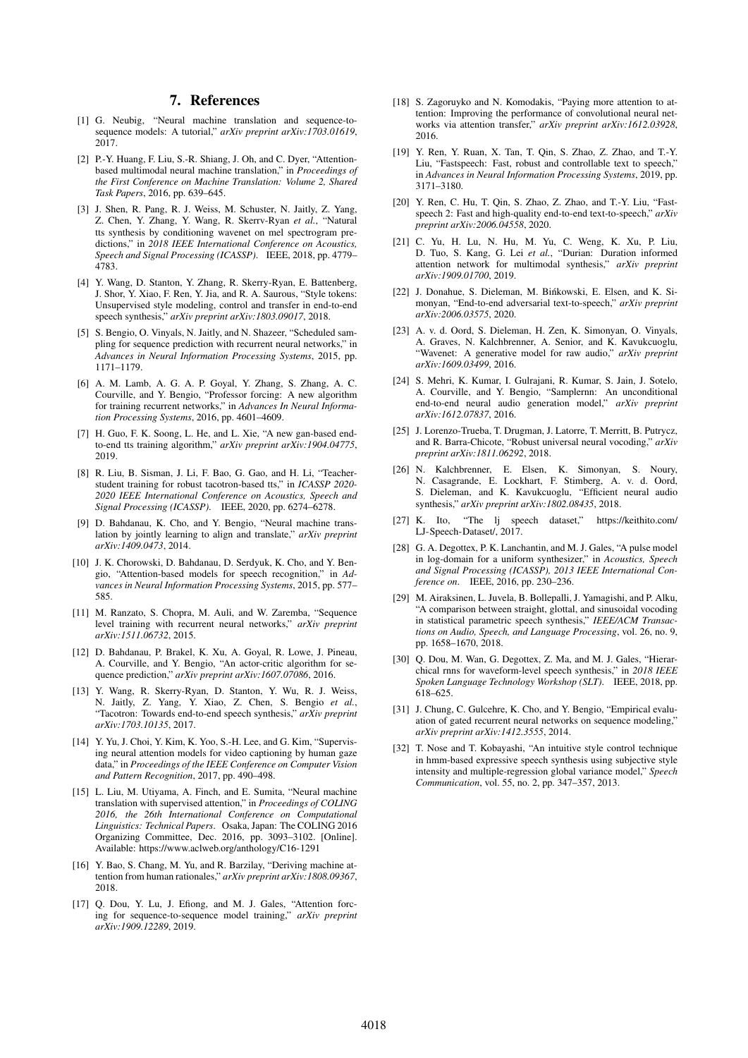## 7. References

[1] G. Neubig, "Neural machine translation and sequence-to-sequence models: A tutorial," *arXiv preprint arXiv:1703.01619*, 2017.

[2] P.-Y. Huang, F. Liu, S.-R. Shiang, J. Oh, and C. Dyer, "Attention-based multimodal neural machine translation," in *Proceedings of the First Conference on Machine Translation: Volume 2, Shared Task Papers*, 2016, pp. 639–645.

[3] J. Shen, R. Pang, R. J. Weiss, M. Schuster, N. Jaitly, Z. Yang, Z. Chen, Y. Zhang, Y. Wang, R. Skerrv-Ryan *et al.*, "Natural tts synthesis by conditioning wavenet on mel spectrogram predictions," in *2018 IEEE International Conference on Acoustics, Speech and Signal Processing (ICASSP)*. IEEE, 2018, pp. 4779–4783.

[4] Y. Wang, D. Stanton, Y. Zhang, R. Skerry-Ryan, E. Battenberg, J. Shor, Y. Xiao, F. Ren, Y. Jia, and R. A. Saurous, "Style tokens: Unsupervised style modeling, control and transfer in end-to-end speech synthesis," *arXiv preprint arXiv:1803.09017*, 2018.

[5] S. Bengio, O. Vinyals, N. Jaitly, and N. Shazeer, "Scheduled sampling for sequence prediction with recurrent neural networks," in *Advances in Neural Information Processing Systems*, 2015, pp. 1171–1179.

[6] A. M. Lamb, A. G. A. P. Goyal, Y. Zhang, S. Zhang, A. C. Courville, and Y. Bengio, "Professor forcing: A new algorithm for training recurrent networks," in *Advances In Neural Information Processing Systems*, 2016, pp. 4601–4609.

[7] H. Guo, F. K. Soong, L. He, and L. Xie, "A new gan-based end-to-end tts training algorithm," *arXiv preprint arXiv:1904.04775*, 2019.

[8] R. Liu, B. Sisman, J. Li, F. Bao, G. Gao, and H. Li, "Teacher-student training for robust tacotron-based tts," in *ICASSP 2020-2020 IEEE International Conference on Acoustics, Speech and Signal Processing (ICASSP)*. IEEE, 2020, pp. 6274–6278.

[9] D. Bahdanau, K. Cho, and Y. Bengio, "Neural machine translation by jointly learning to align and translate," *arXiv preprint arXiv:1409.0473*, 2014.

[10] J. K. Chorowski, D. Bahdanau, D. Serdyuk, K. Cho, and Y. Bengio, "Attention-based models for speech recognition," in *Advances in Neural Information Processing Systems*, 2015, pp. 577–585.

[11] M. Ranzato, S. Chopra, M. Auli, and W. Zaremba, "Sequence level training with recurrent neural networks," *arXiv preprint arXiv:1511.06732*, 2015.

[12] D. Bahdanau, P. Brakel, K. Xu, A. Goyal, R. Lowe, J. Pineau, A. Courville, and Y. Bengio, "An actor-critic algorithm for sequence prediction," *arXiv preprint arXiv:1607.07086*, 2016.

[13] Y. Wang, R. Skerry-Ryan, D. Stanton, Y. Wu, R. J. Weiss, N. Jaitly, Z. Yang, Y. Xiao, Z. Chen, S. Bengio *et al.*, "Tacotron: Towards end-to-end speech synthesis," *arXiv preprint arXiv:1703.10135*, 2017.

[14] Y. Yu, J. Choi, Y. Kim, K. Yoo, S.-H. Lee, and G. Kim, "Supervising neural attention models for video captioning by human gaze data," in *Proceedings of the IEEE Conference on Computer Vision and Pattern Recognition*, 2017, pp. 490–498.

[15] L. Liu, M. Utiyama, A. Finch, and E. Sumita, "Neural machine translation with supervised attention," in *Proceedings of COLING 2016, the 26th International Conference on Computational Linguistics: Technical Papers*. Osaka, Japan: The COLING 2016 Organizing Committee, Dec. 2016, pp. 3093–3102. [Online]. Available: https://www.aclweb.org/anthology/C16-1291

[16] Y. Bao, S. Chang, M. Yu, and R. Barzilay, "Deriving machine attention from human rationales," *arXiv preprint arXiv:1808.09367*, 2018.

[17] Q. Dou, Y. Lu, J. Efiong, and M. J. Gales, "Attention forcing for sequence-to-sequence model training," *arXiv preprint arXiv:1909.12289*, 2019.

[18] S. Zagoruyko and N. Komodakis, "Paying more attention to attention: Improving the performance of convolutional neural networks via attention transfer," *arXiv preprint arXiv:1612.03928*, 2016.

[19] Y. Ren, Y. Ruan, X. Tan, T. Qin, S. Zhao, Z. Zhao, and T.-Y. Liu, "Fastspeech: Fast, robust and controllable text to speech," in *Advances in Neural Information Processing Systems*, 2019, pp. 3171–3180.

[20] Y. Ren, C. Hu, T. Qin, S. Zhao, Z. Zhao, and T.-Y. Liu, "Fastspeech 2: Fast and high-quality end-to-end text-to-speech," *arXiv preprint arXiv:2006.04558*, 2020.

[21] C. Yu, H. Lu, N. Hu, M. Yu, C. Weng, K. Xu, P. Liu, D. Tuo, S. Kang, G. Lei *et al.*, "Durian: Duration informed attention network for multimodal synthesis," *arXiv preprint arXiv:1909.01700*, 2019.

[22] J. Donahue, S. Dieleman, M. Bińkowski, E. Elsen, and K. Simonyan, "End-to-end adversarial text-to-speech," *arXiv preprint arXiv:2006.03575*, 2020.

[23] A. v. d. Oord, S. Dieleman, H. Zen, K. Simonyan, O. Vinyals, A. Graves, N. Kalchbrenner, A. Senior, and K. Kavukcuoglu, "Wavenet: A generative model for raw audio," *arXiv preprint arXiv:1609.03499*, 2016.

[24] S. Mehri, K. Kumar, I. Gulrajani, R. Kumar, S. Jain, J. Sotelo, A. Courville, and Y. Bengio, "Samplernn: An unconditional end-to-end neural audio generation model," *arXiv preprint arXiv:1612.07837*, 2016.

[25] J. Lorenzo-Trueba, T. Drugman, J. Latorre, T. Merritt, B. Putrycz, and R. Barra-Chicote, "Robust universal neural vocoding," *arXiv preprint arXiv:1811.06292*, 2018.

[26] N. Kalchbrenner, E. Elsen, K. Simonyan, S. Noury, N. Casagrande, E. Lockhart, F. Stimberg, A. v. d. Oord, S. Dieleman, and K. Kavukcuoglu, "Efficient neural audio synthesis," *arXiv preprint arXiv:1802.08435*, 2018.

[27] K. Ito, "The lj speech dataset," https://keithito.com/LJ-Speech-Dataset/, 2017.

[28] G. A. Degottex, P. K. Lanchantin, and M. J. Gales, "A pulse model in log-domain for a uniform synthesizer," in *Acoustics, Speech and Signal Processing (ICASSP), 2013 IEEE International Conference on*. IEEE, 2016, pp. 230–236.

[29] M. Airaksinen, L. Juvela, B. Bollepalli, J. Yamagishi, and P. Alku, "A comparison between straight, glottal, and sinusoidal vocoding in statistical parametric speech synthesis," *IEEE/ACM Transactions on Audio, Speech, and Language Processing*, vol. 26, no. 9, pp. 1658–1670, 2018.

[30] Q. Dou, M. Wan, G. Degottex, Z. Ma, and M. J. Gales, "Hierarchical rnns for waveform-level speech synthesis," in *2018 IEEE Spoken Language Technology Workshop (SLT)*. IEEE, 2018, pp. 618–625.

[31] J. Chung, C. Gulcehre, K. Cho, and Y. Bengio, "Empirical evaluation of gated recurrent neural networks on sequence modeling," *arXiv preprint arXiv:1412.3555*, 2014.

[32] T. Nose and T. Kobayashi, "An intuitive style control technique in hmm-based expressive speech synthesis using subjective style intensity and multiple-regression global variance model," *Speech Communication*, vol. 55, no. 2, pp. 347–357, 2013.